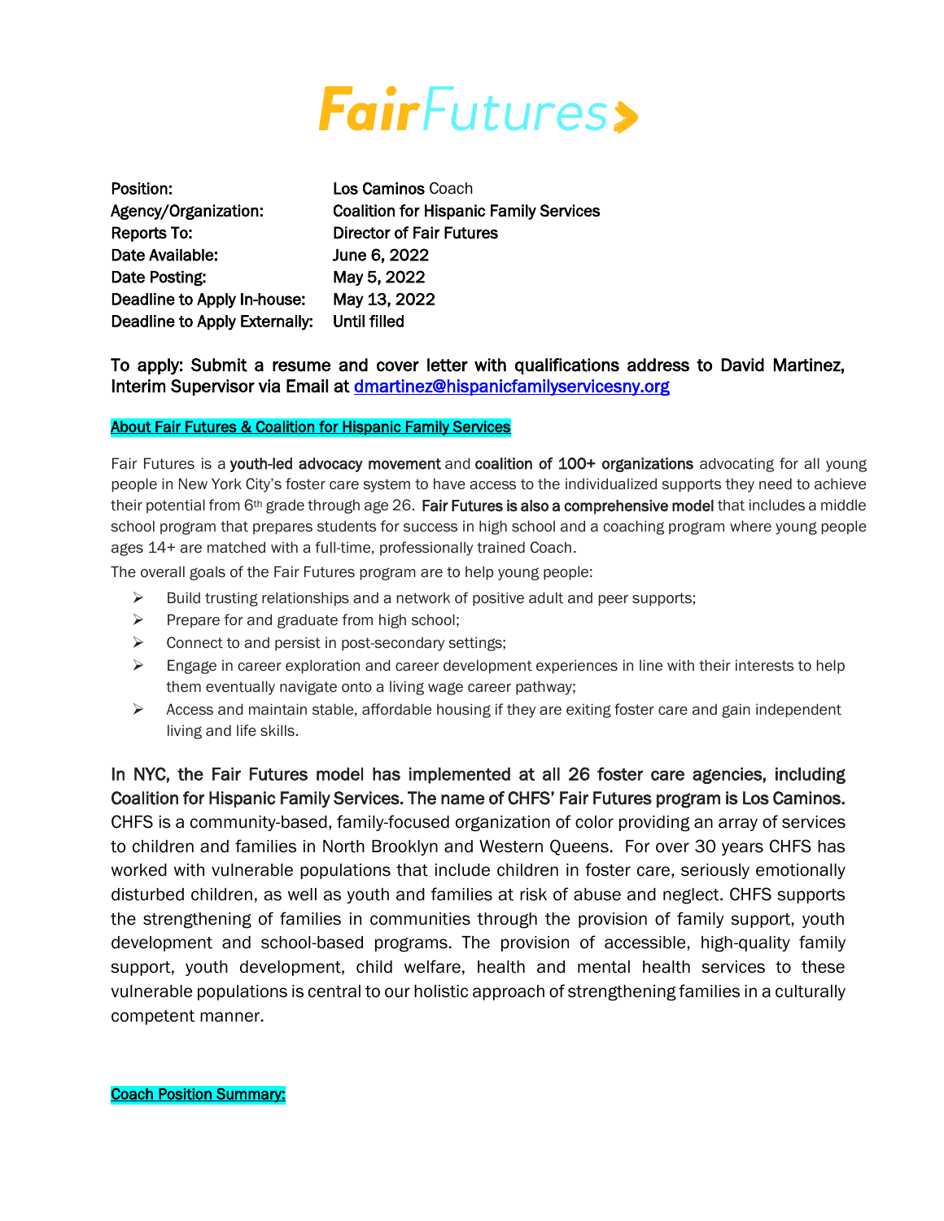# FairFutures

| | |
|---|---|
| **Position:** | **Los Caminos** Coach |
| **Agency/Organization:** | **Coalition for Hispanic Family Services** |
| **Reports To:** | **Director of Fair Futures** |
| **Date Available:** | **June 6, 2022** |
| **Date Posting:** | **May 5, 2022** |
| **Deadline to Apply In-house:** | **May 13, 2022** |
| **Deadline to Apply Externally:** | **Until filled** |

**To apply: Submit a resume and cover letter with qualifications address to David Martinez, Interim Supervisor via Email at dmartinez@hispanicfamilyservicesny.org**

## About Fair Futures & Coalition for Hispanic Family Services

Fair Futures is a **youth-led advocacy movement** and **coalition of 100+ organizations** advocating for all young people in New York City's foster care system to have access to the individualized supports they need to achieve their potential from 6th grade through age 26. **Fair Futures is also a comprehensive model** that includes a middle school program that prepares students for success in high school and a coaching program where young people ages 14+ are matched with a full-time, professionally trained Coach.

The overall goals of the Fair Futures program are to help young people:

- Build trusting relationships and a network of positive adult and peer supports;
- Prepare for and graduate from high school;
- Connect to and persist in post-secondary settings;
- Engage in career exploration and career development experiences in line with their interests to help them eventually navigate onto a living wage career pathway;
- Access and maintain stable, affordable housing if they are exiting foster care and gain independent living and life skills.

**In NYC, the Fair Futures model has implemented at all 26 foster care agencies, including Coalition for Hispanic Family Services. The name of CHFS' Fair Futures program is Los Caminos.** CHFS is a community-based, family-focused organization of color providing an array of services to children and families in North Brooklyn and Western Queens. For over 30 years CHFS has worked with vulnerable populations that include children in foster care, seriously emotionally disturbed children, as well as youth and families at risk of abuse and neglect. CHFS supports the strengthening of families in communities through the provision of family support, youth development and school-based programs. The provision of accessible, high-quality family support, youth development, child welfare, health and mental health services to these vulnerable populations is central to our holistic approach of strengthening families in a culturally competent manner.

## Coach Position Summary: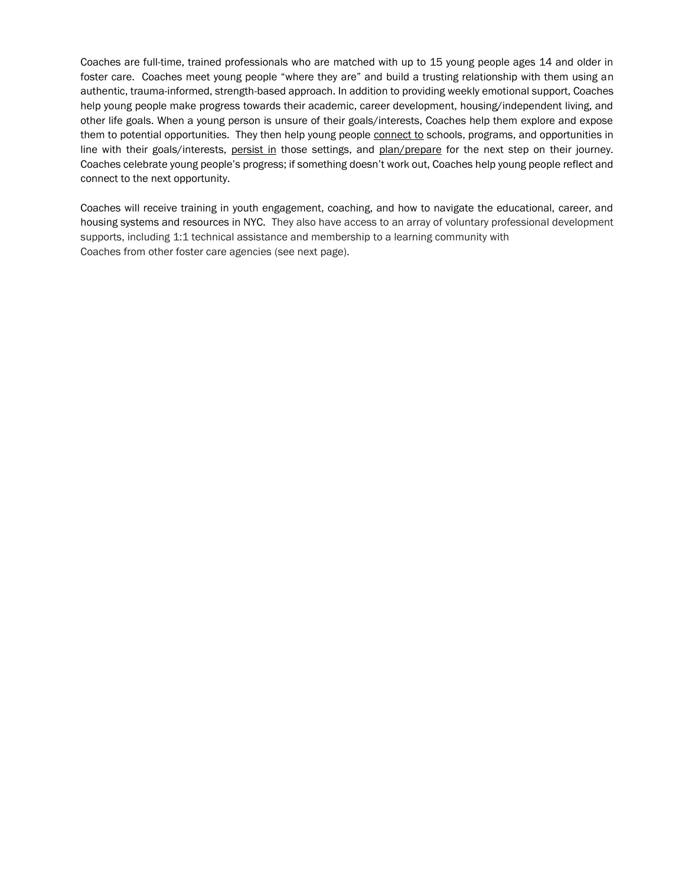Coaches are full-time, trained professionals who are matched with up to 15 young people ages 14 and older in foster care. Coaches meet young people "where they are" and build a trusting relationship with them using an authentic, trauma-informed, strength-based approach. In addition to providing weekly emotional support, Coaches help young people make progress towards their academic, career development, housing/independent living, and other life goals. When a young person is unsure of their goals/interests, Coaches help them explore and expose them to potential opportunities. They then help young people <u>connect to</u> schools, programs, and opportunities in line with their goals/interests, <u>persist in</u> those settings, and <u>plan/prepare</u> for the next step on their journey. Coaches celebrate young people's progress; if something doesn't work out, Coaches help young people reflect and connect to the next opportunity.

Coaches will receive training in youth engagement, coaching, and how to navigate the educational, career, and housing systems and resources in NYC. They also have access to an array of voluntary professional development supports, including 1:1 technical assistance and membership to a learning community with Coaches from other foster care agencies (see next page).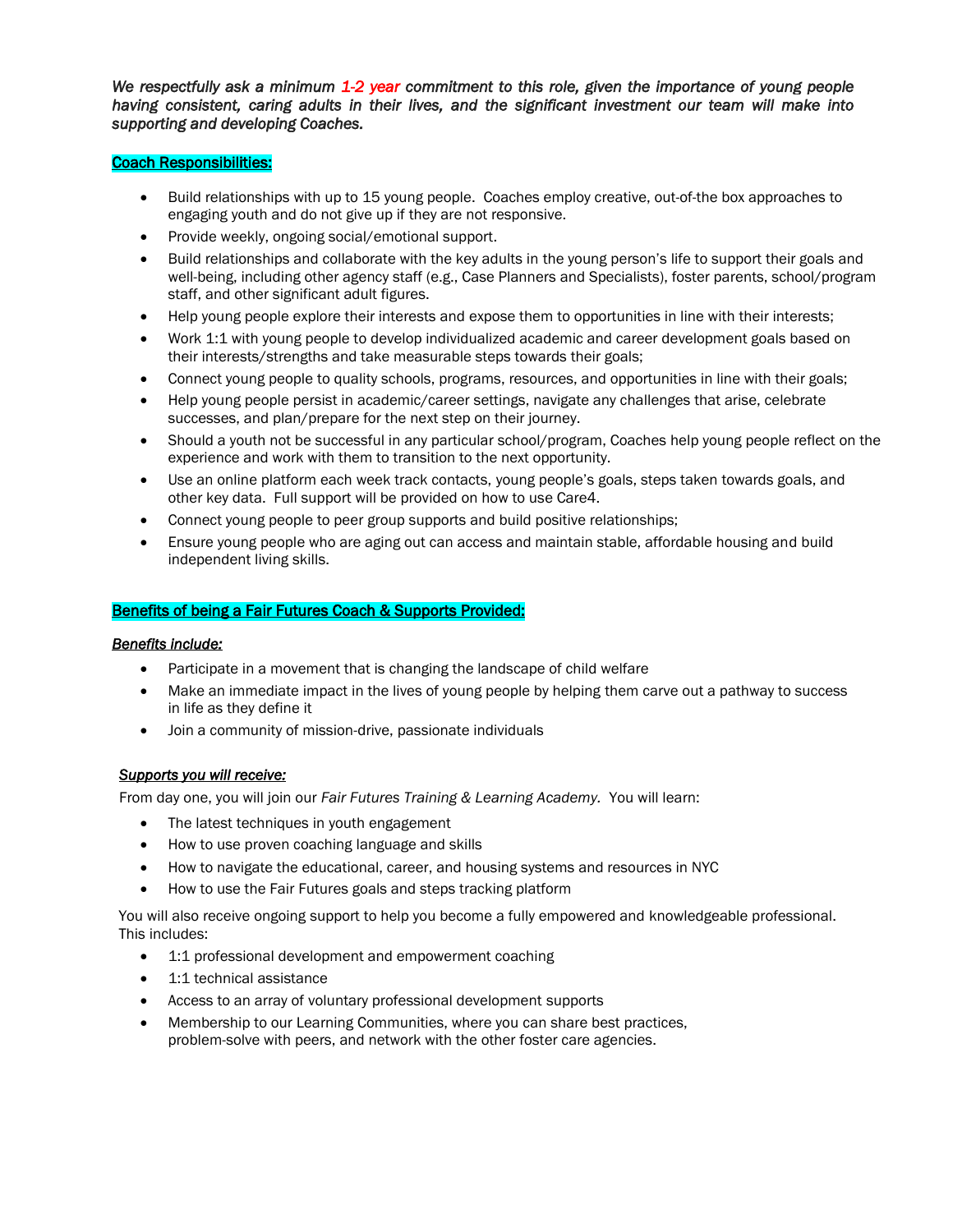***We respectfully ask a minimum 1-2 year commitment to this role, given the importance of young people having consistent, caring adults in their lives, and the significant investment our team will make into supporting and developing Coaches.***

## Coach Responsibilities:

- Build relationships with up to 15 young people. Coaches employ creative, out-of-the box approaches to engaging youth and do not give up if they are not responsive.
- Provide weekly, ongoing social/emotional support.
- Build relationships and collaborate with the key adults in the young person's life to support their goals and well-being, including other agency staff (e.g., Case Planners and Specialists), foster parents, school/program staff, and other significant adult figures.
- Help young people explore their interests and expose them to opportunities in line with their interests;
- Work 1:1 with young people to develop individualized academic and career development goals based on their interests/strengths and take measurable steps towards their goals;
- Connect young people to quality schools, programs, resources, and opportunities in line with their goals;
- Help young people persist in academic/career settings, navigate any challenges that arise, celebrate successes, and plan/prepare for the next step on their journey.
- Should a youth not be successful in any particular school/program, Coaches help young people reflect on the experience and work with them to transition to the next opportunity.
- Use an online platform each week track contacts, young people's goals, steps taken towards goals, and other key data. Full support will be provided on how to use Care4.
- Connect young people to peer group supports and build positive relationships;
- Ensure young people who are aging out can access and maintain stable, affordable housing and build independent living skills.

## Benefits of being a Fair Futures Coach & Supports Provided:

***Benefits include:***

- Participate in a movement that is changing the landscape of child welfare
- Make an immediate impact in the lives of young people by helping them carve out a pathway to success in life as they define it
- Join a community of mission-drive, passionate individuals

***Supports you will receive:***

From day one, you will join our *Fair Futures Training & Learning Academy.* You will learn:

- The latest techniques in youth engagement
- How to use proven coaching language and skills
- How to navigate the educational, career, and housing systems and resources in NYC
- How to use the Fair Futures goals and steps tracking platform

You will also receive ongoing support to help you become a fully empowered and knowledgeable professional. This includes:

- 1:1 professional development and empowerment coaching
- 1:1 technical assistance
- Access to an array of voluntary professional development supports
- Membership to our Learning Communities, where you can share best practices, problem-solve with peers, and network with the other foster care agencies.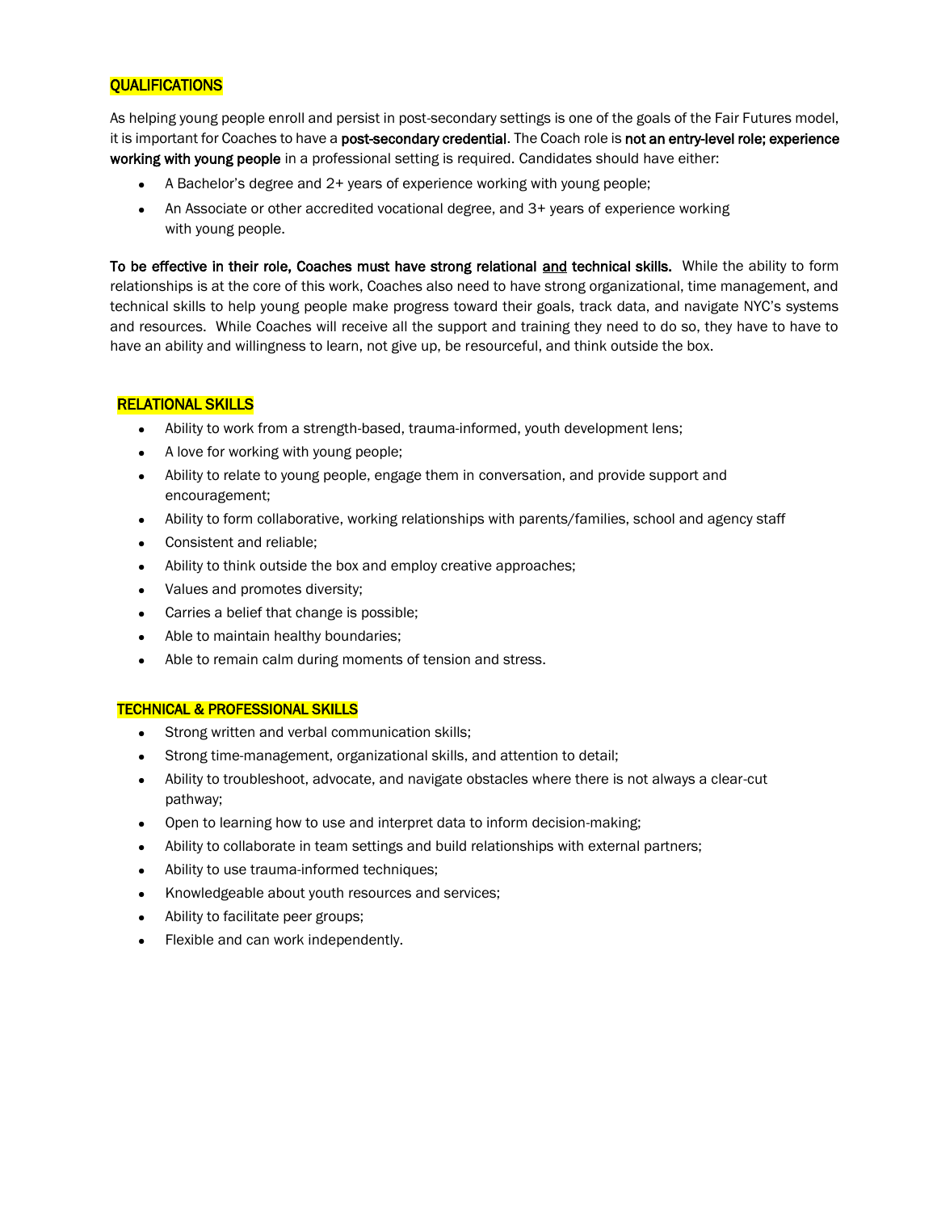## QUALIFICATIONS

As helping young people enroll and persist in post-secondary settings is one of the goals of the Fair Futures model, it is important for Coaches to have a **post-secondary credential**. The Coach role is **not an entry-level role; experience working with young people** in a professional setting is required. Candidates should have either:

- A Bachelor's degree and 2+ years of experience working with young people;
- An Associate or other accredited vocational degree, and 3+ years of experience working with young people.

**To be effective in their role, Coaches must have strong relational <u>and</u> technical skills.** While the ability to form relationships is at the core of this work, Coaches also need to have strong organizational, time management, and technical skills to help young people make progress toward their goals, track data, and navigate NYC's systems and resources. While Coaches will receive all the support and training they need to do so, they have to have to have an ability and willingness to learn, not give up, be resourceful, and think outside the box.

## RELATIONAL SKILLS

- Ability to work from a strength-based, trauma-informed, youth development lens;
- A love for working with young people;
- Ability to relate to young people, engage them in conversation, and provide support and encouragement;
- Ability to form collaborative, working relationships with parents/families, school and agency staff
- Consistent and reliable;
- Ability to think outside the box and employ creative approaches;
- Values and promotes diversity;
- Carries a belief that change is possible;
- Able to maintain healthy boundaries;
- Able to remain calm during moments of tension and stress.

## TECHNICAL & PROFESSIONAL SKILLS

- Strong written and verbal communication skills;
- Strong time-management, organizational skills, and attention to detail;
- Ability to troubleshoot, advocate, and navigate obstacles where there is not always a clear-cut pathway;
- Open to learning how to use and interpret data to inform decision-making;
- Ability to collaborate in team settings and build relationships with external partners;
- Ability to use trauma-informed techniques;
- Knowledgeable about youth resources and services;
- Ability to facilitate peer groups;
- Flexible and can work independently.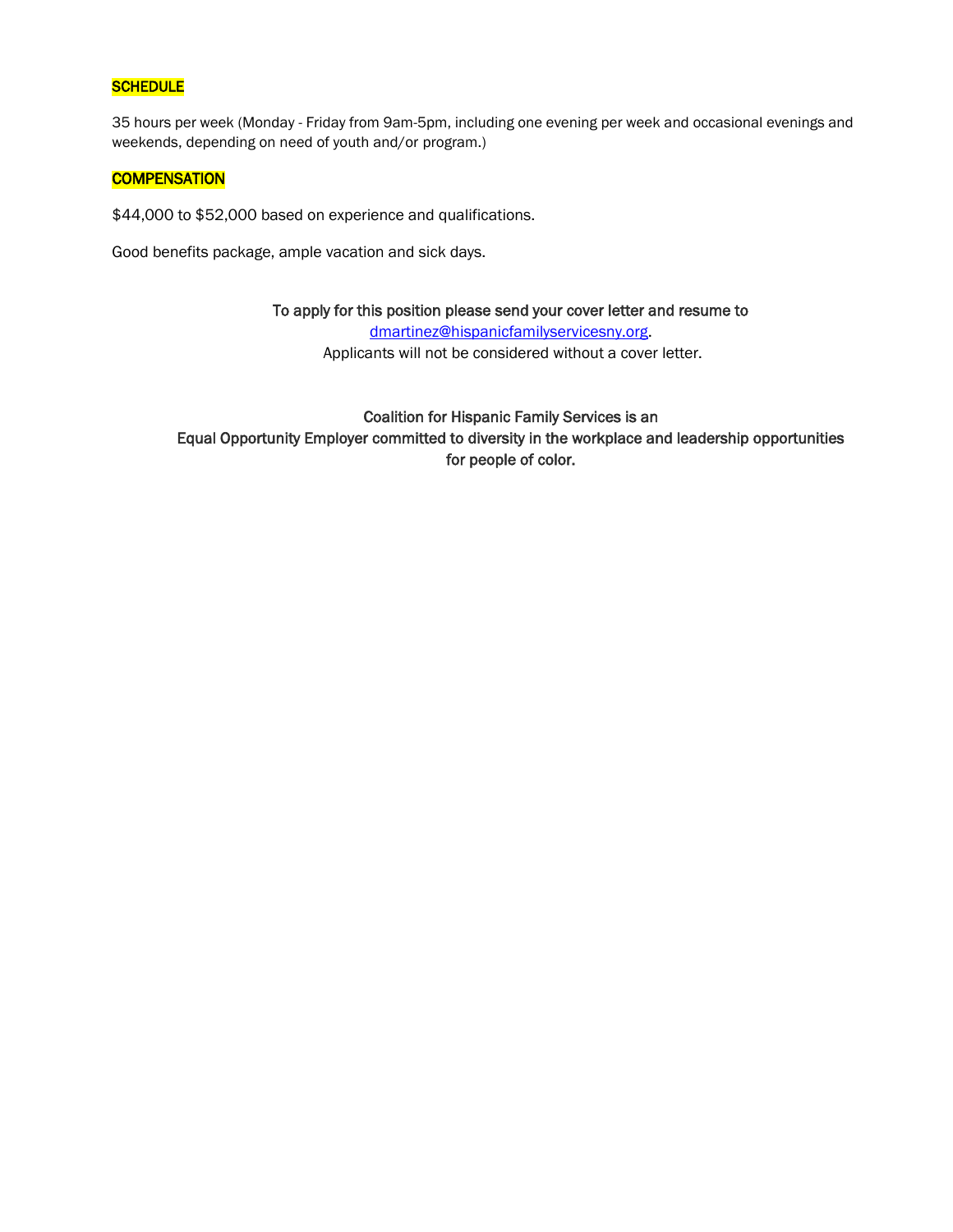## SCHEDULE

35 hours per week (Monday - Friday from 9am-5pm, including one evening per week and occasional evenings and weekends, depending on need of youth and/or program.)

## COMPENSATION

$44,000 to $52,000 based on experience and qualifications.

Good benefits package, ample vacation and sick days.

To apply for this position please send your cover letter and resume to [dmartinez@hispanicfamilyservicesny.org](mailto:dmartinez@hispanicfamilyservicesny.org).
Applicants will not be considered without a cover letter.

Coalition for Hispanic Family Services is an
Equal Opportunity Employer committed to diversity in the workplace and leadership opportunities for people of color.